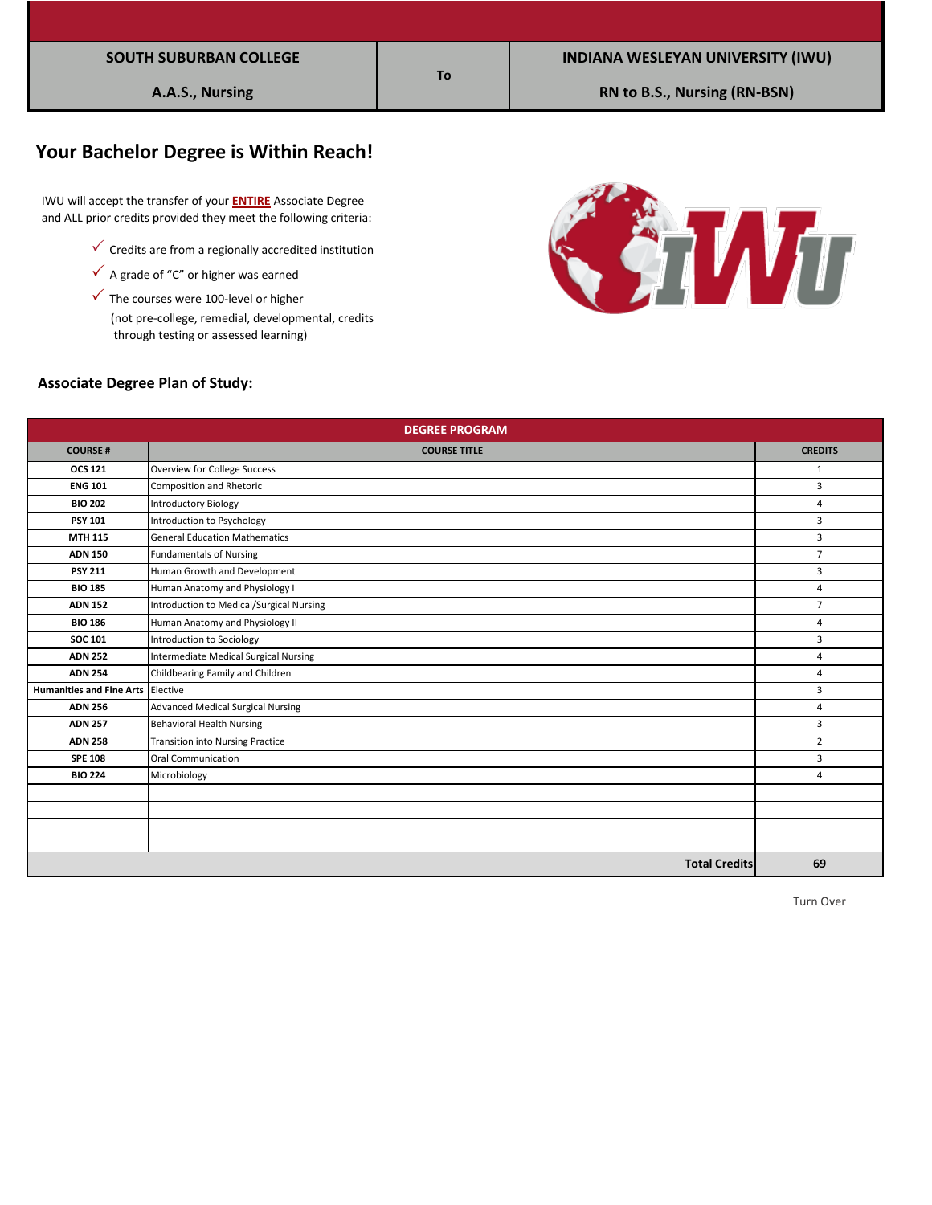| SOUTH SUBURBAN COLLEGE | To | INDIANA WESLEYAN UNIVERSITY (IWU) |
|---|---|---|
| A.A.S., Nursing | | RN to B.S., Nursing (RN-BSN) |

## Your Bachelor Degree is Within Reach!

IWU will accept the transfer of your **ENTIRE** Associate Degree and ALL prior credits provided they meet the following criteria:

- ✓ Credits are from a regionally accredited institution
- ✓ A grade of "C" or higher was earned
- ✓ The courses were 100-level or higher (not pre-college, remedial, developmental, credits through testing or assessed learning)

### Associate Degree Plan of Study:

| COURSE # | COURSE TITLE | CREDITS |
|---|---|---|
| **OCS 121** | Overview for College Success | 1 |
| **ENG 101** | Composition and Rhetoric | 3 |
| **BIO 202** | Introductory Biology | 4 |
| **PSY 101** | Introduction to Psychology | 3 |
| **MTH 115** | General Education Mathematics | 3 |
| **ADN 150** | Fundamentals of Nursing | 7 |
| **PSY 211** | Human Growth and Development | 3 |
| **BIO 185** | Human Anatomy and Physiology I | 4 |
| **ADN 152** | Introduction to Medical/Surgical Nursing | 7 |
| **BIO 186** | Human Anatomy and Physiology II | 4 |
| **SOC 101** | Introduction to Sociology | 3 |
| **ADN 252** | Intermediate Medical Surgical Nursing | 4 |
| **ADN 254** | Childbearing Family and Children | 4 |
| **Humanities and Fine Arts** | Elective | 3 |
| **ADN 256** | Advanced Medical Surgical Nursing | 4 |
| **ADN 257** | Behavioral Health Nursing | 3 |
| **ADN 258** | Transition into Nursing Practice | 2 |
| **SPE 108** | Oral Communication | 3 |
| **BIO 224** | Microbiology | 4 |
| | **Total Credits** | **69** |

Turn Over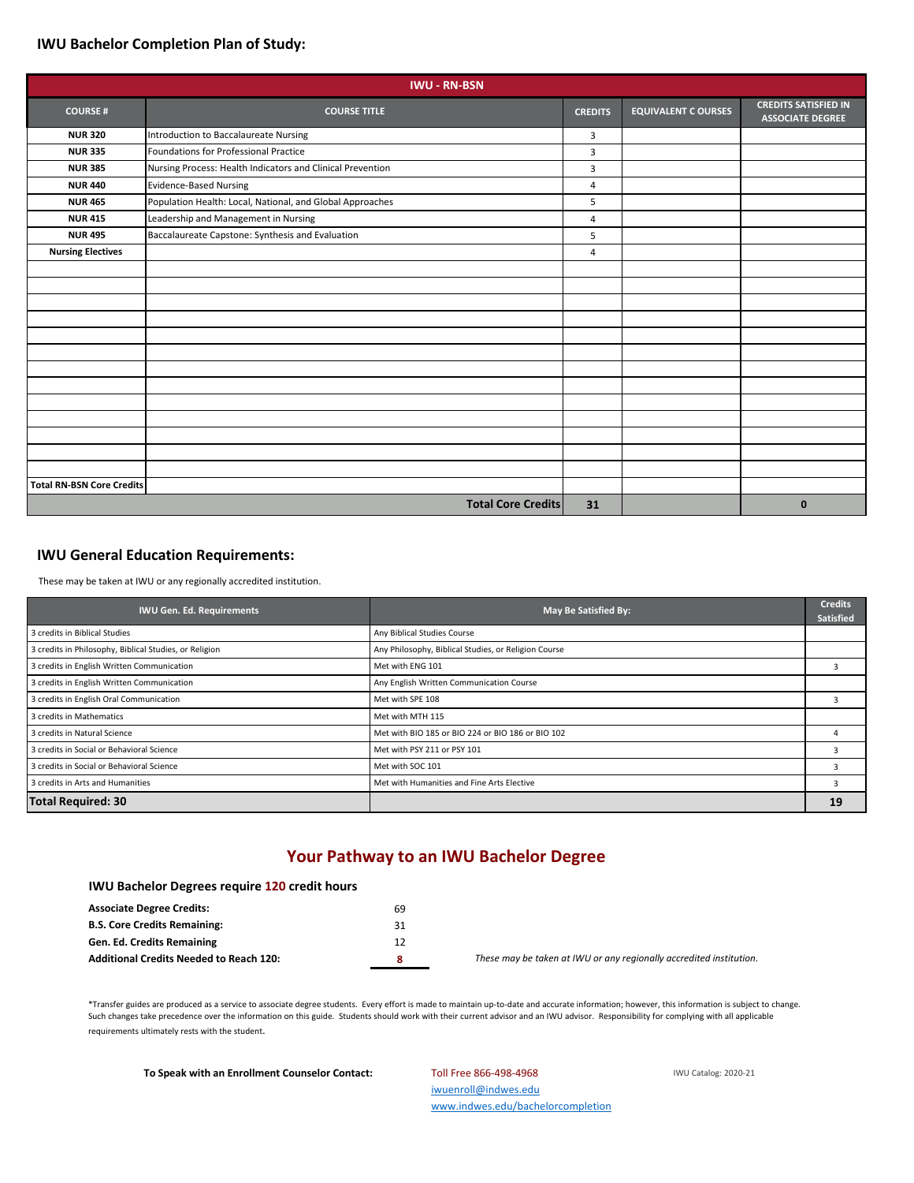## IWU Bachelor Completion Plan of Study:

| IWU - RN-BSN | | | | |
|---|---|---|---|---|
| **COURSE #** | **COURSE TITLE** | **CREDITS** | **EQUIVALENT C OURSES** | **CREDITS SATISFIED IN ASSOCIATE DEGREE** |
| **NUR 320** | Introduction to Baccalaureate Nursing | 3 | | |
| **NUR 335** | Foundations for Professional Practice | 3 | | |
| **NUR 385** | Nursing Process: Health Indicators and Clinical Prevention | 3 | | |
| **NUR 440** | Evidence-Based Nursing | 4 | | |
| **NUR 465** | Population Health: Local, National, and Global Approaches | 5 | | |
| **NUR 415** | Leadership and Management in Nursing | 4 | | |
| **NUR 495** | Baccalaureate Capstone: Synthesis and Evaluation | 5 | | |
| **Nursing Electives** | | 4 | | |
| **Total RN-BSN Core Credits** | | | | |
| | **Total Core Credits** | **31** | | **0** |

## IWU General Education Requirements:

These may be taken at IWU or any regionally accredited institution.

| IWU Gen. Ed. Requirements | May Be Satisfied By: | Credits Satisfied |
|---|---|---|
| 3 credits in Biblical Studies | Any Biblical Studies Course | |
| 3 credits in Philosophy, Biblical Studies, or Religion | Any Philosophy, Biblical Studies, or Religion Course | |
| 3 credits in English Written Communication | Met with ENG 101 | 3 |
| 3 credits in English Written Communication | Any English Written Communication Course | |
| 3 credits in English Oral Communication | Met with SPE 108 | 3 |
| 3 credits in Mathematics | Met with MTH 115 | |
| 3 credits in Natural Science | Met with BIO 185 or BIO 224 or BIO 186 or BIO 102 | 4 |
| 3 credits in Social or Behavioral Science | Met with PSY 211 or PSY 101 | 3 |
| 3 credits in Social or Behavioral Science | Met with SOC 101 | 3 |
| 3 credits in Arts and Humanities | Met with Humanities and Fine Arts Elective | 3 |
| **Total Required: 30** | | **19** |

## Your Pathway to an IWU Bachelor Degree

**IWU Bachelor Degrees require 120 credit hours**

| | |
|---|---|
| **Associate Degree Credits:** | 69 |
| **B.S. Core Credits Remaining:** | 31 |
| **Gen. Ed. Credits Remaining** | 12 |
| **Additional Credits Needed to Reach 120:** | **8** |

*These may be taken at IWU or any regionally accredited institution.*

*Transfer guides are produced as a service to associate degree students. Every effort is made to maintain up-to-date and accurate information; however, this information is subject to change. Such changes take precedence over the information on this guide. Students should work with their current advisor and an IWU advisor. Responsibility for complying with all applicable requirements ultimately rests with the student.

**To Speak with an Enrollment Counselor Contact:** Toll Free 866-498-4968
iwuenroll@indwes.edu
www.indwes.edu/bachelorcompletion

IWU Catalog: 2020-21